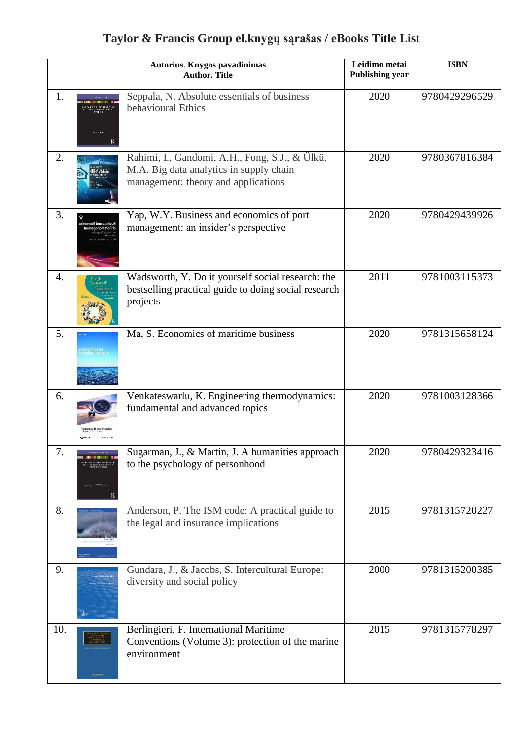# Taylor & Francis Group el.knygų sąrašas / eBooks Title List

| | | Autorius. Knygos pavadinimas<br>Author. Title | Leidimo metai<br>Publishing year | ISBN |
|---|---|---|---|---|
| 1. | | Seppala, N. Absolute essentials of business behavioural Ethics | 2020 | 9780429296529 |
| 2. | | Rahimi, I., Gandomi, A.H., Fong, S.J., & Ülkü, M.A. Big data analytics in supply chain management: theory and applications | 2020 | 9780367816384 |
| 3. | | Yap, W.Y. Business and economics of port management: an insider's perspective | 2020 | 9780429439926 |
| 4. | | Wadsworth, Y. Do it yourself social research: the bestselling practical guide to doing social research projects | 2011 | 9781003115373 |
| 5. | | Ma, S. Economics of maritime business | 2020 | 9781315658124 |
| 6. | | Venkateswarlu, K. Engineering thermodynamics: fundamental and advanced topics | 2020 | 9781003128366 |
| 7. | | Sugarman, J., & Martin, J. A humanities approach to the psychology of personhood | 2020 | 9780429323416 |
| 8. | | Anderson, P. The ISM code: A practical guide to the legal and insurance implications | 2015 | 9781315720227 |
| 9. | | Gundara, J., & Jacobs, S. Intercultural Europe: diversity and social policy | 2000 | 9781315200385 |
| 10. | | Berlingieri, F. International Maritime Conventions (Volume 3): protection of the marine environment | 2015 | 9781315778297 |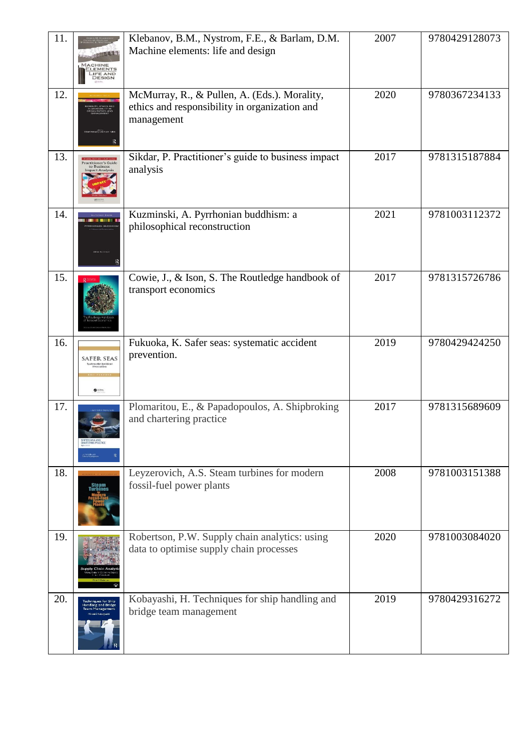| 11. | | Klebanov, B.M., Nystrom, F.E., & Barlam, D.M. Machine elements: life and design | 2007 | 9780429128073 |
|---|---|---|---|---|
| 12. | | McMurray, R., & Pullen, A. (Eds.). Morality, ethics and responsibility in organization and management | 2020 | 9780367234133 |
| 13. | | Sikdar, P. Practitioner's guide to business impact analysis | 2017 | 9781315187884 |
| 14. | | Kuzminski, A. Pyrrhonian buddhism: a philosophical reconstruction | 2021 | 9781003112372 |
| 15. | | Cowie, J., & Ison, S. The Routledge handbook of transport economics | 2017 | 9781315726786 |
| 16. | | Fukuoka, K. Safer seas: systematic accident prevention. | 2019 | 9780429424250 |
| 17. | | Plomaritou, E., & Papadopoulos, A. Shipbroking and chartering practice | 2017 | 9781315689609 |
| 18. | | Leyzerovich, A.S. Steam turbines for modern fossil-fuel power plants | 2008 | 9781003151388 |
| 19. | | Robertson, P.W. Supply chain analytics: using data to optimise supply chain processes | 2020 | 9781003084020 |
| 20. | | Kobayashi, H. Techniques for ship handling and bridge team management | 2019 | 9780429316272 |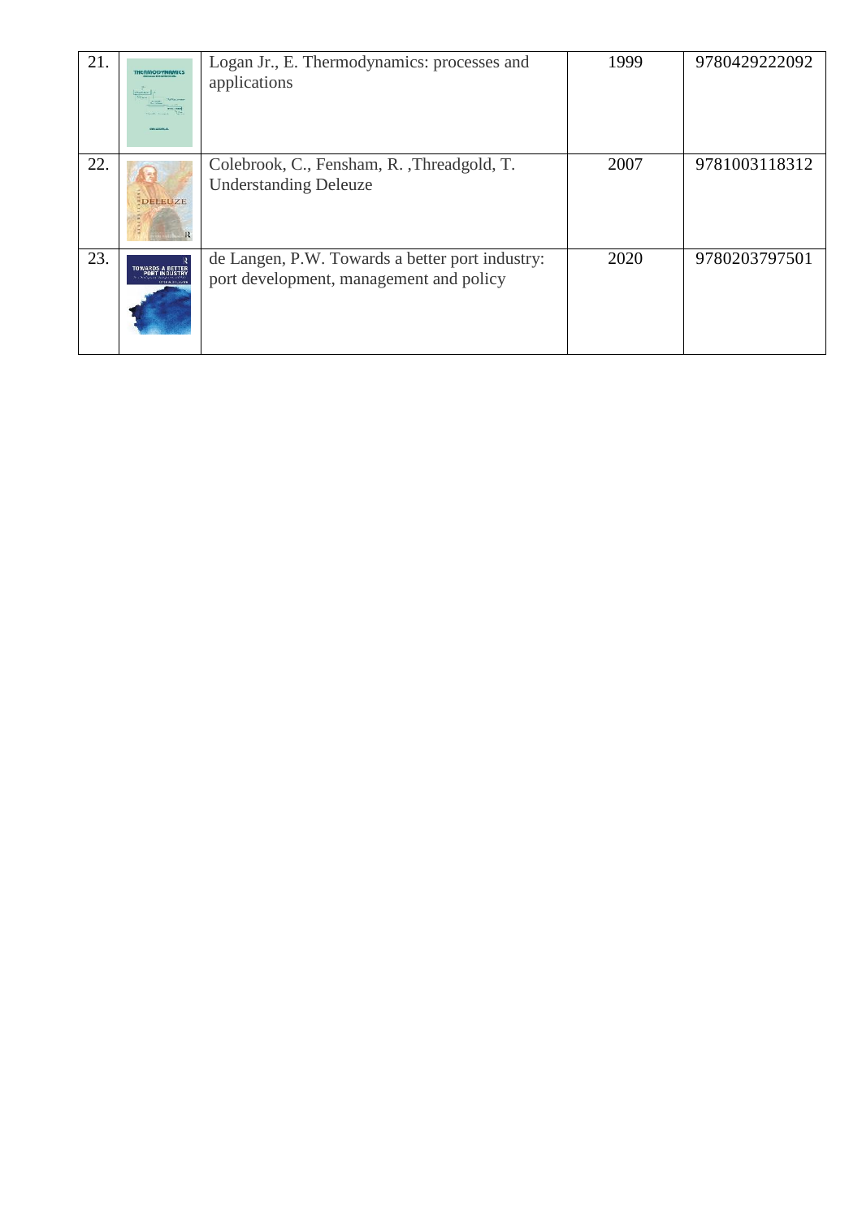| | | | | |
|---|---|---|---|---|
| 21. | | Logan Jr., E. Thermodynamics: processes and applications | 1999 | 9780429222092 |
| 22. | | Colebrook, C., Fensham, R. ,Threadgold, T. Understanding Deleuze | 2007 | 9781003118312 |
| 23. | | de Langen, P.W. Towards a better port industry: port development, management and policy | 2020 | 9780203797501 |